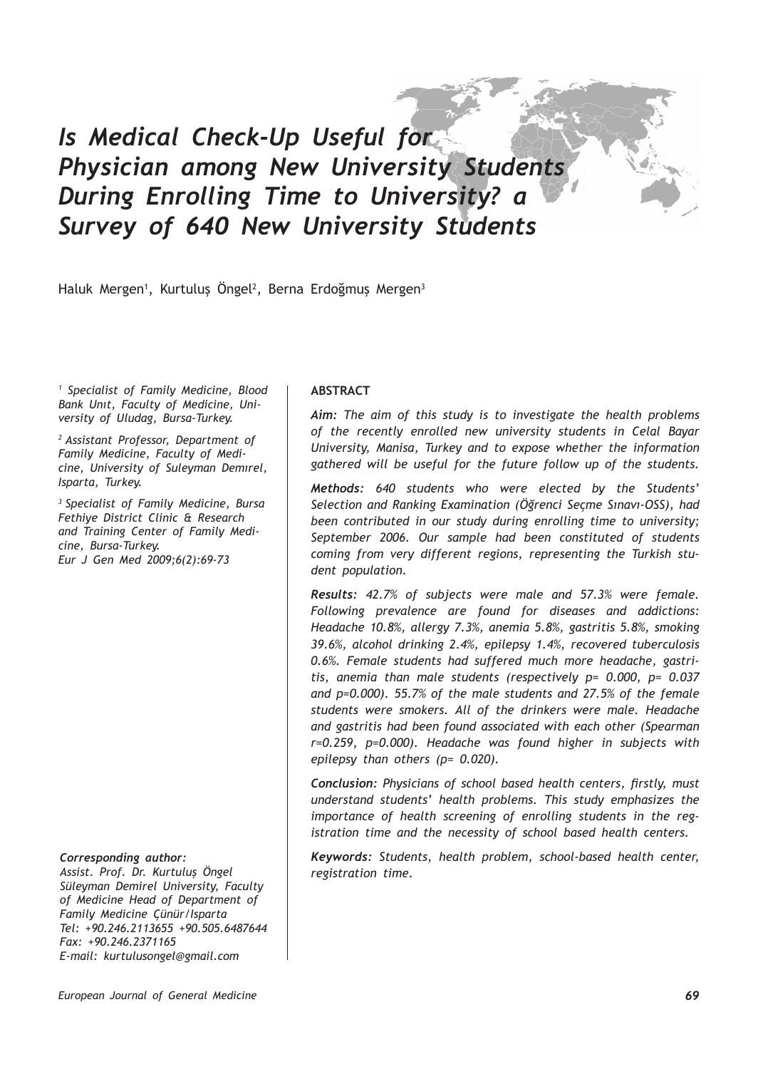# *Is Medical Check-Up Useful for Physician among New University Students During Enrolling Time to University? a Survey of 640 New University Students*

Haluk Mergen[1], Kurtuluş Öngel[2], Berna Erdoğmuş Mergen[3]

*[1] Specialist of Family Medicine, Blood Bank Unıt, Faculty of Medicine, University of Uludag, Bursa-Turkey.*

*[2] Assistant Professor, Department of Family Medicine, Faculty of Medicine, University of Suleyman Demırel, Isparta, Turkey.*

*[3] Specialist of Family Medicine, Bursa Fethiye District Clinic & Research and Training Center of Family Medicine, Bursa-Turkey.*
*Eur J Gen Med 2009;6(2):69-73*

***Corresponding author:***
*Assist. Prof. Dr. Kurtuluş Öngel*
*Süleyman Demirel University, Faculty of Medicine Head of Department of Family Medicine Çünür/Isparta*
*Tel: +90.246.2113655 +90.505.6487644*
*Fax: +90.246.2371165*
*E-mail: kurtulusongel@gmail.com*

**ABSTRACT**

***Aim:*** *The aim of this study is to investigate the health problems of the recently enrolled new university students in Celal Bayar University, Manisa, Turkey and to expose whether the information gathered will be useful for the future follow up of the students.*

***Methods:*** *640 students who were elected by the Students' Selection and Ranking Examination (Öğrenci Seçme Sınavı-OSS), had been contributed in our study during enrolling time to university; September 2006. Our sample had been constituted of students coming from very different regions, representing the Turkish student population.*

***Results:*** *42.7% of subjects were male and 57.3% were female. Following prevalence are found for diseases and addictions: Headache 10.8%, allergy 7.3%, anemia 5.8%, gastritis 5.8%, smoking 39.6%, alcohol drinking 2.4%, epilepsy 1.4%, recovered tuberculosis 0.6%. Female students had suffered much more headache, gastritis, anemia than male students (respectively p= 0.000, p= 0.037 and p=0.000). 55.7% of the male students and 27.5% of the female students were smokers. All of the drinkers were male. Headache and gastritis had been found associated with each other (Spearman r=0.259, p=0.000). Headache was found higher in subjects with epilepsy than others (p= 0.020).*

***Conclusion:*** *Physicians of school based health centers, firstly, must understand students' health problems. This study emphasizes the importance of health screening of enrolling students in the registration time and the necessity of school based health centers.*

***Keywords:*** *Students, health problem, school-based health center, registration time.*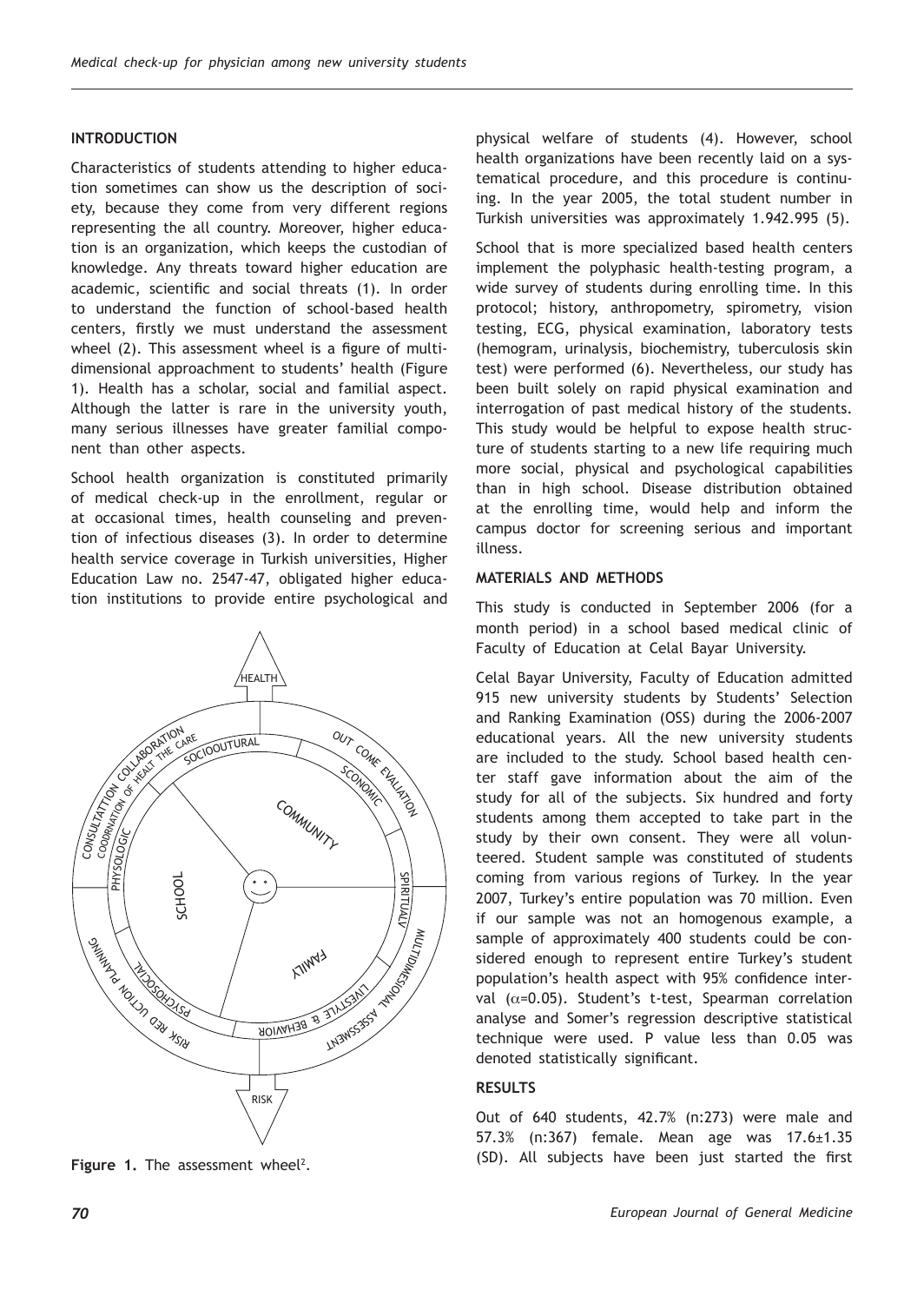## INTRODUCTION

Characteristics of students attending to higher education sometimes can show us the description of society, because they come from very different regions representing the all country. Moreover, higher education is an organization, which keeps the custodian of knowledge. Any threats toward higher education are academic, scientific and social threats (1). In order to understand the function of school-based health centers, firstly we must understand the assessment wheel (2). This assessment wheel is a figure of multidimensional approachment to students' health (Figure 1). Health has a scholar, social and familial aspect. Although the latter is rare in the university youth, many serious illnesses have greater familial component than other aspects.

School health organization is constituted primarily of medical check-up in the enrollment, regular or at occasional times, health counseling and prevention of infectious diseases (3). In order to determine health service coverage in Turkish universities, Higher Education Law no. 2547-47, obligated higher education institutions to provide entire psychological and physical welfare of students (4). However, school health organizations have been recently laid on a systematical procedure, and this procedure is continuing. In the year 2005, the total student number in Turkish universities was approximately 1.942.995 (5).

**Figure 1.** The assessment wheel[2].

School that is more specialized based health centers implement the polyphasic health-testing program, a wide survey of students during enrolling time. In this protocol; history, anthropometry, spirometry, vision testing, ECG, physical examination, laboratory tests (hemogram, urinalysis, biochemistry, tuberculosis skin test) were performed (6). Nevertheless, our study has been built solely on rapid physical examination and interrogation of past medical history of the students. This study would be helpful to expose health structure of students starting to a new life requiring much more social, physical and psychological capabilities than in high school. Disease distribution obtained at the enrolling time, would help and inform the campus doctor for screening serious and important illness.

## MATERIALS AND METHODS

This study is conducted in September 2006 (for a month period) in a school based medical clinic of Faculty of Education at Celal Bayar University.

Celal Bayar University, Faculty of Education admitted 915 new university students by Students' Selection and Ranking Examination (OSS) during the 2006-2007 educational years. All the new university students are included to the study. School based health center staff gave information about the aim of the study for all of the subjects. Six hundred and forty students among them accepted to take part in the study by their own consent. They were all volunteered. Student sample was constituted of students coming from various regions of Turkey. In the year 2007, Turkey's entire population was 70 million. Even if our sample was not an homogenous example, a sample of approximately 400 students could be considered enough to represent entire Turkey's student population's health aspect with 95% confidence interval ($\alpha$=0.05). Student's t-test, Spearman correlation analyse and Somer's regression descriptive statistical technique were used. P value less than 0.05 was denoted statistically significant.

## RESULTS

Out of 640 students, 42.7% (n:273) were male and 57.3% (n:367) female. Mean age was 17.6±1.35 (SD). All subjects have been just started the first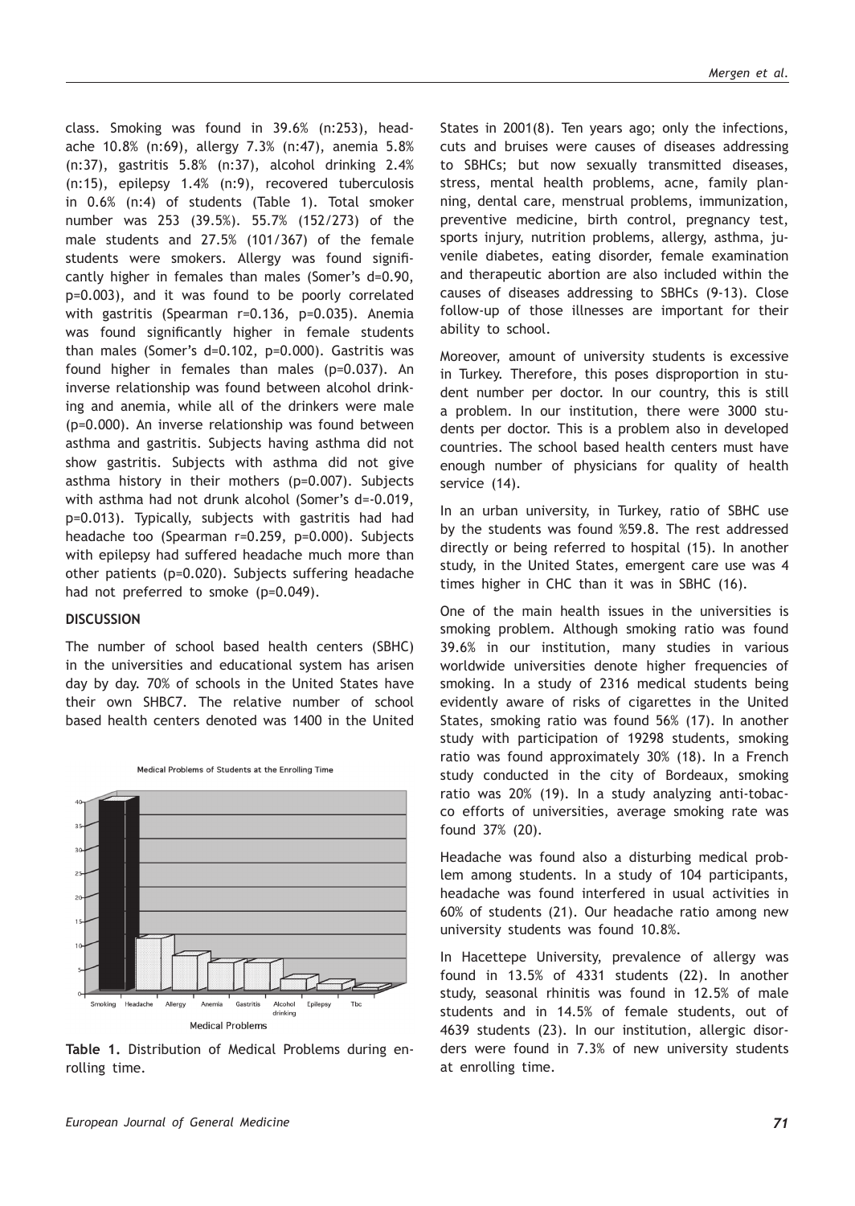class. Smoking was found in 39.6% (n:253), headache 10.8% (n:69), allergy 7.3% (n:47), anemia 5.8% (n:37), gastritis 5.8% (n:37), alcohol drinking 2.4% (n:15), epilepsy 1.4% (n:9), recovered tuberculosis in 0.6% (n:4) of students (Table 1). Total smoker number was 253 (39.5%). 55.7% (152/273) of the male students and 27.5% (101/367) of the female students were smokers. Allergy was found significantly higher in females than males (Somer's d=0.90, p=0.003), and it was found to be poorly correlated with gastritis (Spearman r=0.136, p=0.035). Anemia was found significantly higher in female students than males (Somer's d=0.102, p=0.000). Gastritis was found higher in females than males (p=0.037). An inverse relationship was found between alcohol drinking and anemia, while all of the drinkers were male (p=0.000). An inverse relationship was found between asthma and gastritis. Subjects having asthma did not show gastritis. Subjects with asthma did not give asthma history in their mothers (p=0.007). Subjects with asthma had not drunk alcohol (Somer's d=-0.019, p=0.013). Typically, subjects with gastritis had had headache too (Spearman r=0.259, p=0.000). Subjects with epilepsy had suffered headache much more than other patients (p=0.020). Subjects suffering headache had not preferred to smoke (p=0.049).

## DISCUSSION

The number of school based health centers (SBHC) in the universities and educational system has arisen day by day. 70% of schools in the United States have their own SHBC7. The relative number of school based health centers denoted was 1400 in the United States in 2001(8). Ten years ago; only the infections, cuts and bruises were causes of diseases addressing to SBHCs; but now sexually transmitted diseases, stress, mental health problems, acne, family planning, dental care, menstrual problems, immunization, preventive medicine, birth control, pregnancy test, sports injury, nutrition problems, allergy, asthma, juvenile diabetes, eating disorder, female examination and therapeutic abortion are also included within the causes of diseases addressing to SBHCs (9-13). Close follow-up of those illnesses are important for their ability to school.

Medical Problems of Students at the Enrolling Time

| Medical Problems | % |
|---|---|
| Smoking | 39.6 |
| Headache | 10.8 |
| Allergy | 7.3 |
| Anemia | 5.8 |
| Gastritis | 5.8 |
| Alcohol drinking | 2.4 |
| Epilepsy | 1.4 |
| Tbc | 0.6 |

**Table 1.** Distribution of Medical Problems during enrolling time.

Moreover, amount of university students is excessive in Turkey. Therefore, this poses disproportion in student number per doctor. In our country, this is still a problem. In our institution, there were 3000 students per doctor. This is a problem also in developed countries. The school based health centers must have enough number of physicians for quality of health service (14).

In an urban university, in Turkey, ratio of SBHC use by the students was found %59.8. The rest addressed directly or being referred to hospital (15). In another study, in the United States, emergent care use was 4 times higher in CHC than it was in SBHC (16).

One of the main health issues in the universities is smoking problem. Although smoking ratio was found 39.6% in our institution, many studies in various worldwide universities denote higher frequencies of smoking. In a study of 2316 medical students being evidently aware of risks of cigarettes in the United States, smoking ratio was found 56% (17). In another study with participation of 19298 students, smoking ratio was found approximately 30% (18). In a French study conducted in the city of Bordeaux, smoking ratio was 20% (19). In a study analyzing anti-tobacco efforts of universities, average smoking rate was found 37% (20).

Headache was found also a disturbing medical problem among students. In a study of 104 participants, headache was found interfered in usual activities in 60% of students (21). Our headache ratio among new university students was found 10.8%.

In Hacettepe University, prevalence of allergy was found in 13.5% of 4331 students (22). In another study, seasonal rhinitis was found in 12.5% of male students and in 14.5% of female students, out of 4639 students (23). In our institution, allergic disorders were found in 7.3% of new university students at enrolling time.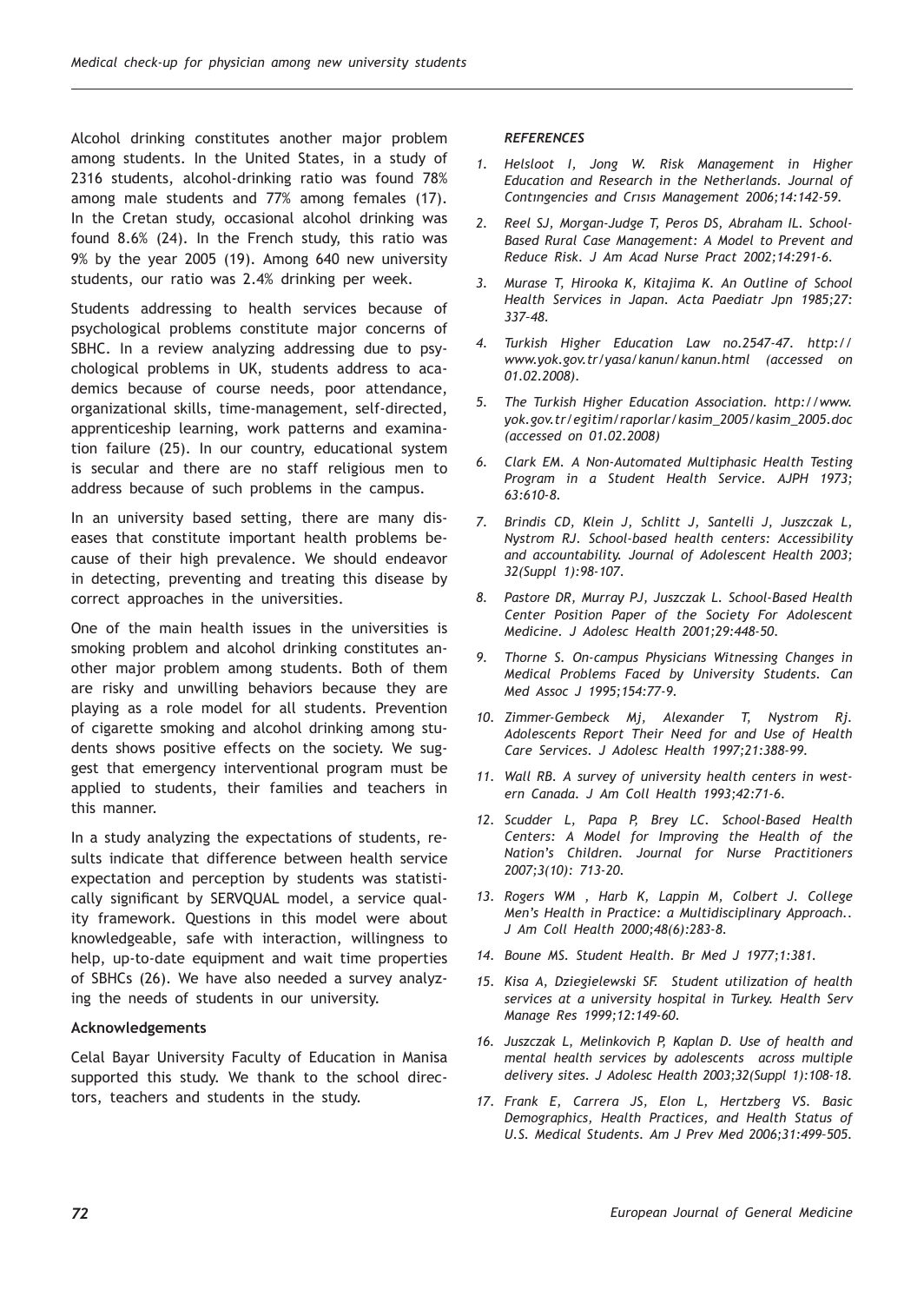Alcohol drinking constitutes another major problem among students. In the United States, in a study of 2316 students, alcohol-drinking ratio was found 78% among male students and 77% among females (17). In the Cretan study, occasional alcohol drinking was found 8.6% (24). In the French study, this ratio was 9% by the year 2005 (19). Among 640 new university students, our ratio was 2.4% drinking per week.

Students addressing to health services because of psychological problems constitute major concerns of SBHC. In a review analyzing addressing due to psychological problems in UK, students address to academics because of course needs, poor attendance, organizational skills, time-management, self-directed, apprenticeship learning, work patterns and examination failure (25). In our country, educational system is secular and there are no staff religious men to address because of such problems in the campus.

In an university based setting, there are many diseases that constitute important health problems because of their high prevalence. We should endeavor in detecting, preventing and treating this disease by correct approaches in the universities.

One of the main health issues in the universities is smoking problem and alcohol drinking constitutes another major problem among students. Both of them are risky and unwilling behaviors because they are playing as a role model for all students. Prevention of cigarette smoking and alcohol drinking among students shows positive effects on the society. We suggest that emergency interventional program must be applied to students, their families and teachers in this manner.

In a study analyzing the expectations of students, results indicate that difference between health service expectation and perception by students was statistically significant by SERVQUAL model, a service quality framework. Questions in this model were about knowledgeable, safe with interaction, willingness to help, up-to-date equipment and wait time properties of SBHCs (26). We have also needed a survey analyzing the needs of students in our university.

### Acknowledgements

Celal Bayar University Faculty of Education in Manisa supported this study. We thank to the school directors, teachers and students in the study.

### *REFERENCES*

1. *Helsloot I, Jong W. Risk Management in Higher Education and Research in the Netherlands. Journal of Contıngencies and Crısıs Management 2006;14:142-59.*
2. *Reel SJ, Morgan-Judge T, Peros DS, Abraham IL. School-Based Rural Case Management: A Model to Prevent and Reduce Risk. J Am Acad Nurse Pract 2002;14:291-6.*
3. *Murase T, Hirooka K, Kitajima K. An Outline of School Health Services in Japan. Acta Paediatr Jpn 1985;27:337-48.*
4. *Turkish Higher Education Law no.2547-47. http://www.yok.gov.tr/yasa/kanun/kanun.html (accessed on 01.02.2008).*
5. *The Turkish Higher Education Association. http://www.yok.gov.tr/egitim/raporlar/kasim_2005/kasim_2005.doc (accessed on 01.02.2008)*
6. *Clark EM. A Non-Automated Multiphasic Health Testing Program in a Student Health Service. AJPH 1973;63:610-8.*
7. *Brindis CD, Klein J, Schlitt J, Santelli J, Juszczak L, Nystrom RJ. School-based health centers: Accessibility and accountability. Journal of Adolescent Health 2003;32(Suppl 1):98-107.*
8. *Pastore DR, Murray PJ, Juszczak L. School-Based Health Center Position Paper of the Society For Adolescent Medicine. J Adolesc Health 2001;29:448-50.*
9. *Thorne S. On-campus Physicians Witnessing Changes in Medical Problems Faced by University Students. Can Med Assoc J 1995;154:77-9.*
10. *Zimmer-Gembeck Mj, Alexander T, Nystrom Rj. Adolescents Report Their Need for and Use of Health Care Services. J Adolesc Health 1997;21:388-99.*
11. *Wall RB. A survey of university health centers in western Canada. J Am Coll Health 1993;42:71-6.*
12. *Scudder L, Papa P, Brey LC. School-Based Health Centers: A Model for Improving the Health of the Nation's Children. Journal for Nurse Practitioners 2007;3(10): 713-20.*
13. *Rogers WM , Harb K, Lappin M, Colbert J. College Men's Health in Practice: a Multidisciplinary Approach.. J Am Coll Health 2000;48(6):283-8.*
14. *Boune MS. Student Health. Br Med J 1977;1:381.*
15. *Kisa A, Dziegielewski SF. Student utilization of health services at a university hospital in Turkey. Health Serv Manage Res 1999;12:149-60.*
16. *Juszczak L, Melinkovich P, Kaplan D. Use of health and mental health services by adolescents across multiple delivery sites. J Adolesc Health 2003;32(Suppl 1):108-18.*
17. *Frank E, Carrera JS, Elon L, Hertzberg VS. Basic Demographics, Health Practices, and Health Status of U.S. Medical Students. Am J Prev Med 2006;31:499-505.*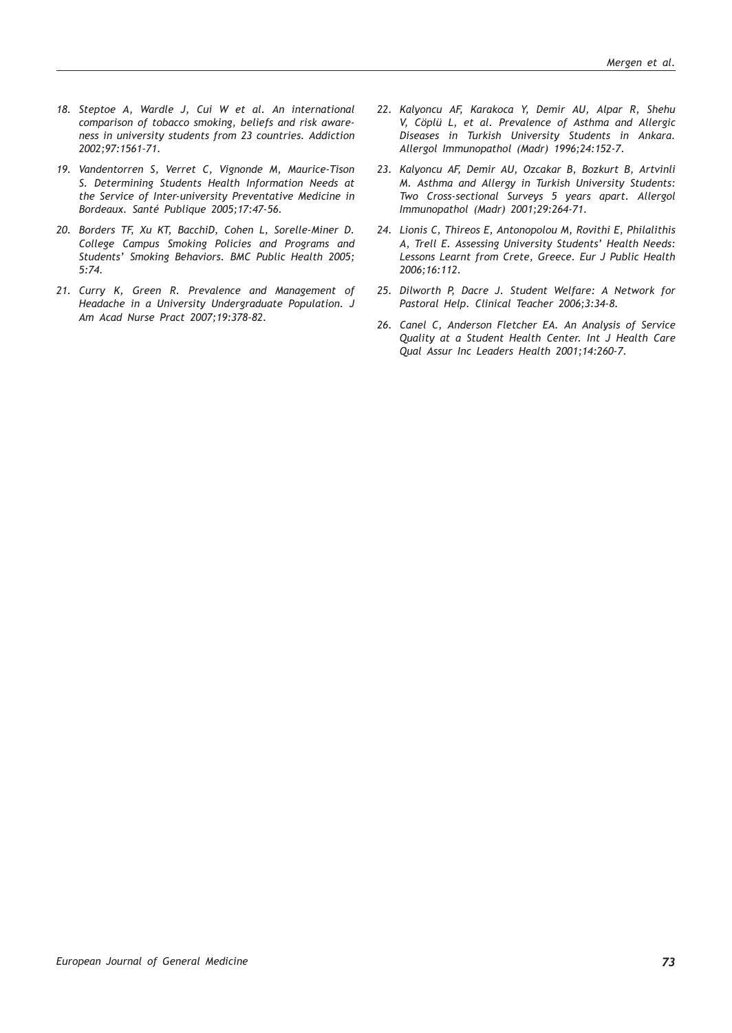18. Steptoe A, Wardle J, Cui W et al. An international comparison of tobacco smoking, beliefs and risk awareness in university students from 23 countries. Addiction 2002;97:1561-71.

19. Vandentorren S, Verret C, Vignonde M, Maurice-Tison S. Determining Students Health Information Needs at the Service of Inter-university Preventative Medicine in Bordeaux. Santé Publique 2005;17:47-56.

20. Borders TF, Xu KT, BacchiD, Cohen L, Sorelle-Miner D. College Campus Smoking Policies and Programs and Students' Smoking Behaviors. BMC Public Health 2005; 5:74.

21. Curry K, Green R. Prevalence and Management of Headache in a University Undergraduate Population. J Am Acad Nurse Pract 2007;19:378-82.

22. Kalyoncu AF, Karakoca Y, Demir AU, Alpar R, Shehu V, Cöplü L, et al. Prevalence of Asthma and Allergic Diseases in Turkish University Students in Ankara. Allergol Immunopathol (Madr) 1996;24:152-7.

23. Kalyoncu AF, Demir AU, Ozcakar B, Bozkurt B, Artvinli M. Asthma and Allergy in Turkish University Students: Two Cross-sectional Surveys 5 years apart. Allergol Immunopathol (Madr) 2001;29:264-71.

24. Lionis C, Thireos E, Antonopolou M, Rovithi E, Philalithis A, Trell E. Assessing University Students' Health Needs: Lessons Learnt from Crete, Greece. Eur J Public Health 2006;16:112.

25. Dilworth P, Dacre J. Student Welfare: A Network for Pastoral Help. Clinical Teacher 2006;3:34-8.

26. Canel C, Anderson Fletcher EA. An Analysis of Service Quality at a Student Health Center. Int J Health Care Qual Assur Inc Leaders Health 2001;14:260-7.